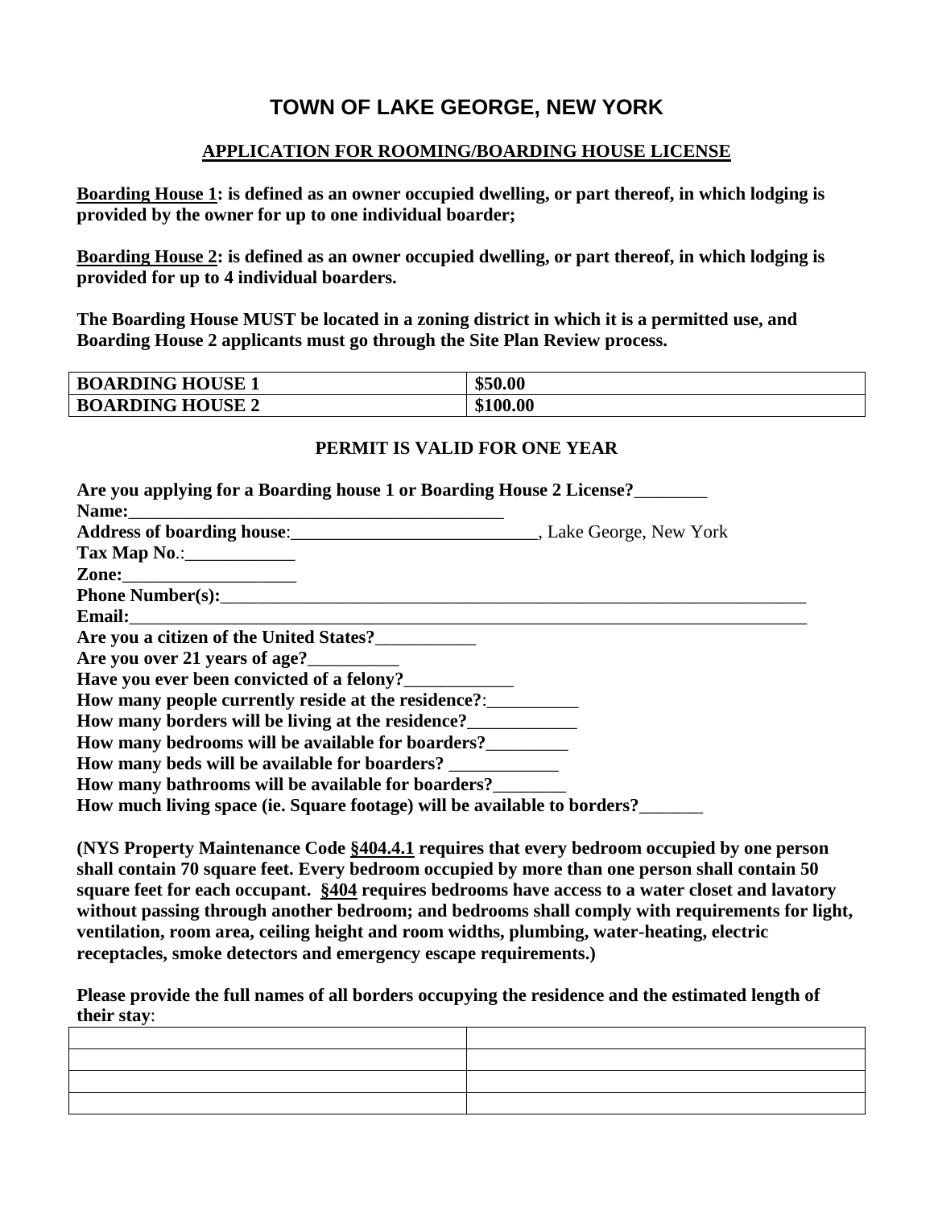# TOWN OF LAKE GEORGE, NEW YORK

## APPLICATION FOR ROOMING/BOARDING HOUSE LICENSE

**Boarding House 1: is defined as an owner occupied dwelling, or part thereof, in which lodging is provided by the owner for up to one individual boarder;**

**Boarding House 2: is defined as an owner occupied dwelling, or part thereof, in which lodging is provided for up to 4 individual boarders.**

**The Boarding House MUST be located in a zoning district in which it is a permitted use, and Boarding House 2 applicants must go through the Site Plan Review process.**

| BOARDING HOUSE 1 | $50.00 |
|---|---|
| BOARDING HOUSE 2 | $100.00 |

**PERMIT IS VALID FOR ONE YEAR**

**Are you applying for a Boarding house 1 or Boarding House 2 License?________**
**Name:___________________________________________**
**Address of boarding house**:___________________________, Lake George, New York
**Tax Map No**.:____________
**Zone:___________________**
**Phone Number(s):_____________________________________________________________________**
**Email:__________________________________________________________________________**
**Are you a citizen of the United States?___________**
**Are you over 21 years of age?__________**
**Have you ever been convicted of a felony?____________**
**How many people currently reside at the residence?**:__________
**How many borders will be living at the residence?____________**
**How many bedrooms will be available for boarders?_________**
**How many beds will be available for boarders?** ____________
**How many bathrooms will be available for boarders?________**
**How much living space (ie. Square footage) will be available to borders?_______**

**(NYS Property Maintenance Code §404.4.1 requires that every bedroom occupied by one person shall contain 70 square feet. Every bedroom occupied by more than one person shall contain 50 square feet for each occupant. §404 requires bedrooms have access to a water closet and lavatory without passing through another bedroom; and bedrooms shall comply with requirements for light, ventilation, room area, ceiling height and room widths, plumbing, water-heating, electric receptacles, smoke detectors and emergency escape requirements.)**

**Please provide the full names of all borders occupying the residence and the estimated length of their stay**:

| | |
|---|---|
| | |
| | |
| | |
| | |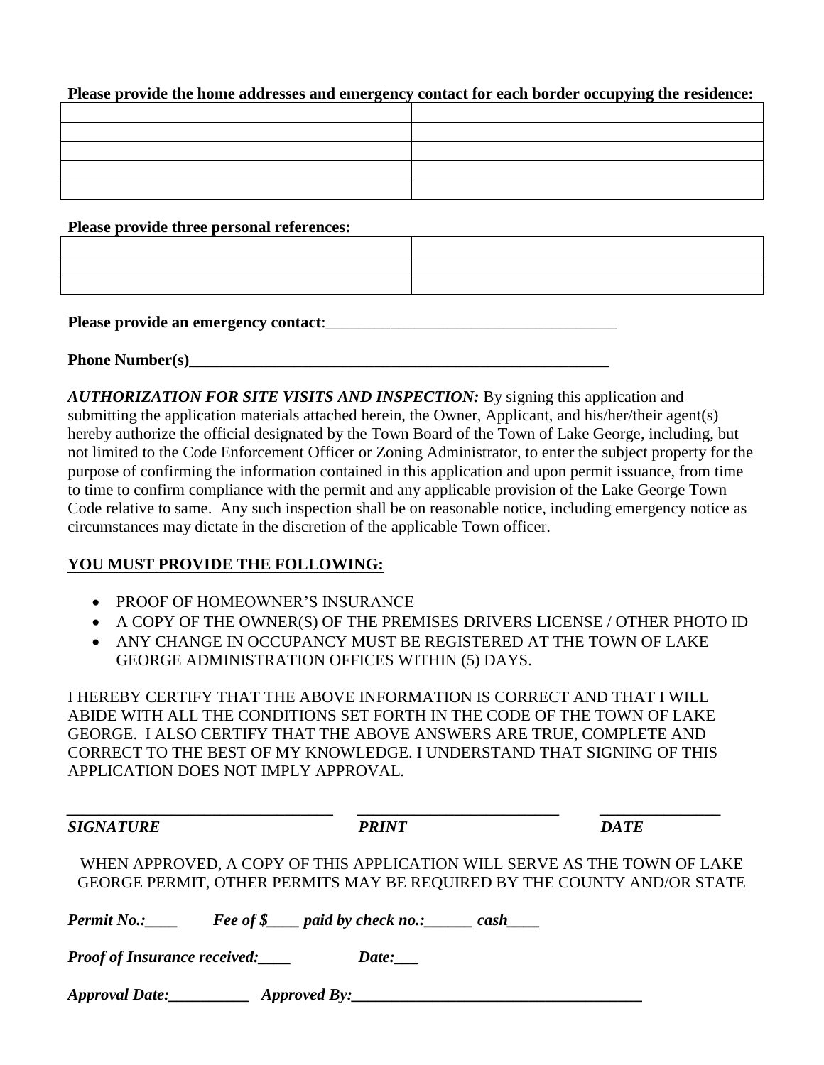**Please provide the home addresses and emergency contact for each border occupying the residence:**

| | |
|---|---|
| | |
| | |
| | |
| | |
| | |

**Please provide three personal references:**

| | |
|---|---|
| | |
| | |
| | |

**Please provide an emergency contact**:_____________________________________

**Phone Number(s)_______________________________________________________**

***AUTHORIZATION FOR SITE VISITS AND INSPECTION:*** By signing this application and submitting the application materials attached herein, the Owner, Applicant, and his/her/their agent(s) hereby authorize the official designated by the Town Board of the Town of Lake George, including, but not limited to the Code Enforcement Officer or Zoning Administrator, to enter the subject property for the purpose of confirming the information contained in this application and upon permit issuance, from time to time to confirm compliance with the permit and any applicable provision of the Lake George Town Code relative to same. Any such inspection shall be on reasonable notice, including emergency notice as circumstances may dictate in the discretion of the applicable Town officer.

**YOU MUST PROVIDE THE FOLLOWING:**

- PROOF OF HOMEOWNER'S INSURANCE
- A COPY OF THE OWNER(S) OF THE PREMISES DRIVERS LICENSE / OTHER PHOTO ID
- ANY CHANGE IN OCCUPANCY MUST BE REGISTERED AT THE TOWN OF LAKE GEORGE ADMINISTRATION OFFICES WITHIN (5) DAYS.

I HEREBY CERTIFY THAT THE ABOVE INFORMATION IS CORRECT AND THAT I WILL ABIDE WITH ALL THE CONDITIONS SET FORTH IN THE CODE OF THE TOWN OF LAKE GEORGE. I ALSO CERTIFY THAT THE ABOVE ANSWERS ARE TRUE, COMPLETE AND CORRECT TO THE BEST OF MY KNOWLEDGE. I UNDERSTAND THAT SIGNING OF THIS APPLICATION DOES NOT IMPLY APPROVAL.

_________________________________ _________________________ _______________

***SIGNATURE*** ***PRINT*** ***DATE***

WHEN APPROVED, A COPY OF THIS APPLICATION WILL SERVE AS THE TOWN OF LAKE GEORGE PERMIT, OTHER PERMITS MAY BE REQUIRED BY THE COUNTY AND/OR STATE

***Permit No.:____*** ***Fee of $____ paid by check no.:______ cash____***

***Proof of Insurance received:____*** ***Date:___***

***Approval Date:__________*** ***Approved By:____________________________________***